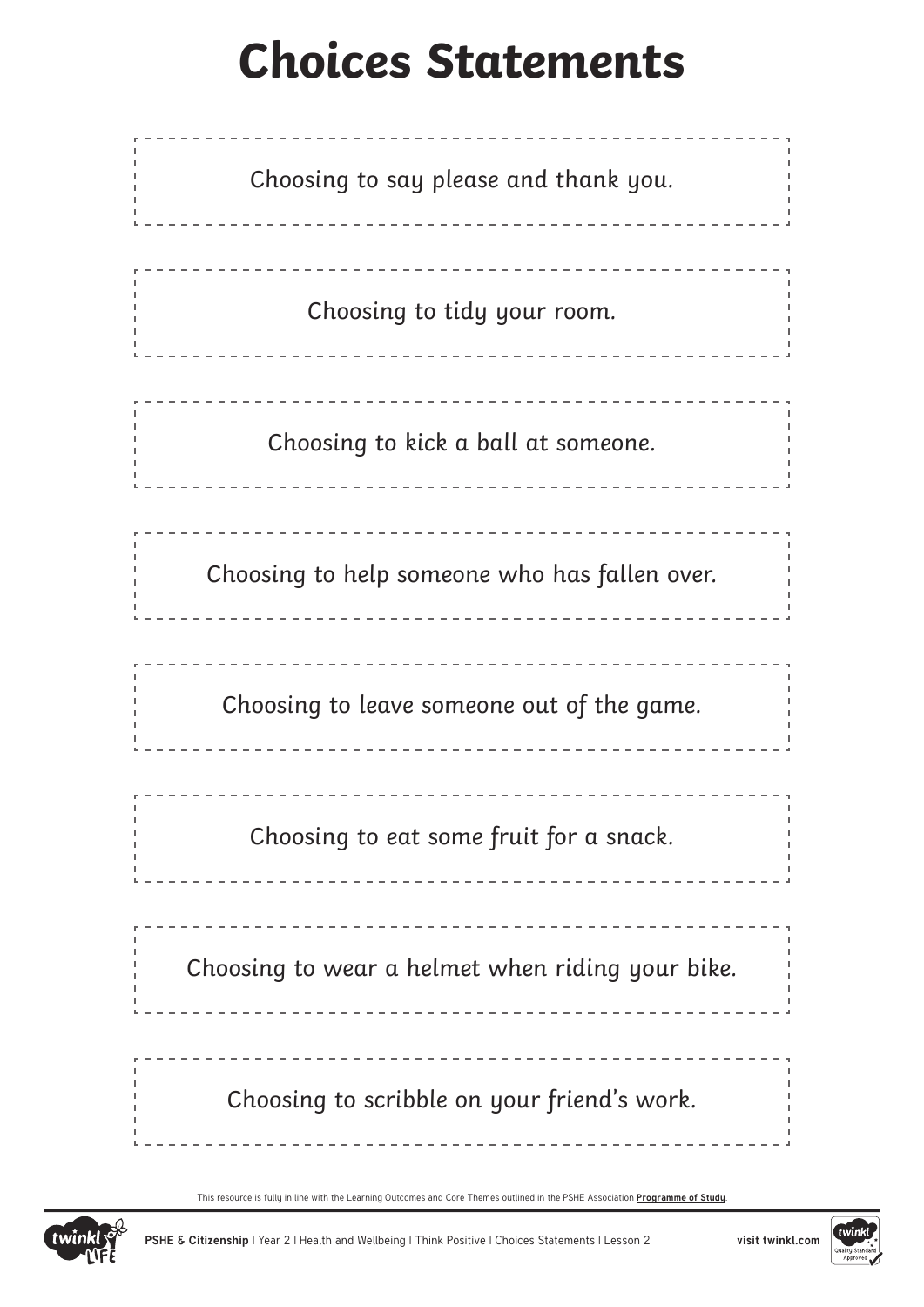# Choices Statements

Choosing to say please and thank you.

Choosing to tidy your room.

Choosing to kick a ball at someone.

Choosing to help someone who has fallen over.

Choosing to leave someone out of the game.

Choosing to eat some fruit for a snack.

Choosing to wear a helmet when riding your bike.

Choosing to scribble on your friend's work.

This resource is fully in line with the Learning Outcomes and Core Themes outlined in the PSHE Association **Programme of Study**.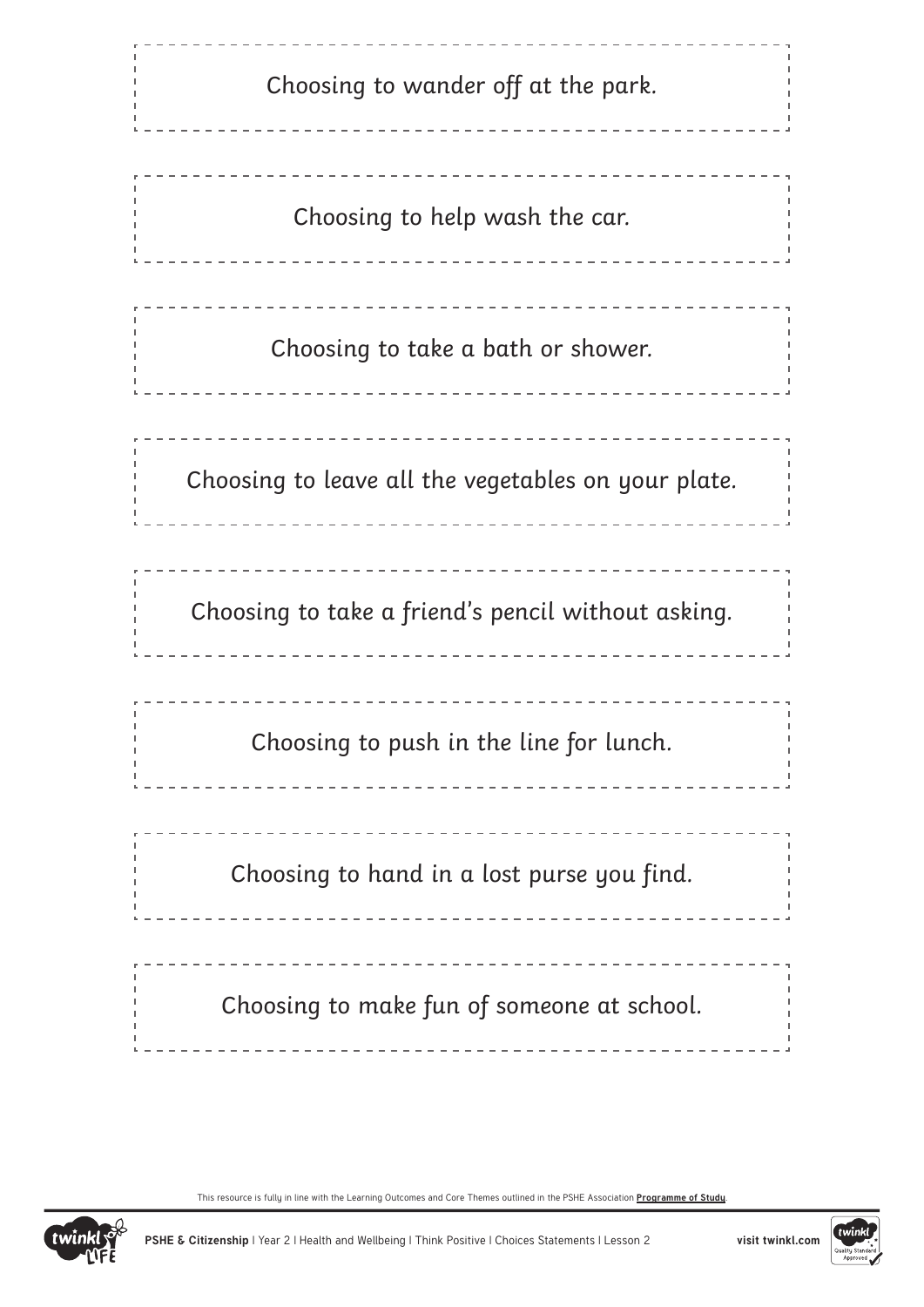Choosing to wander off at the park.

Choosing to help wash the car.

Choosing to take a bath or shower.

Choosing to leave all the vegetables on your plate.

Choosing to take a friend's pencil without asking.

Choosing to push in the line for lunch.

Choosing to hand in a lost purse you find.

Choosing to make fun of someone at school.

This resource is fully in line with the Learning Outcomes and Core Themes outlined in the PSHE Association **Programme of Study**.

**PSHE & Citizenship** | Year 2 | Health and Wellbeing | Think Positive | Choices Statements | Lesson 2

**visit twinkl.com**